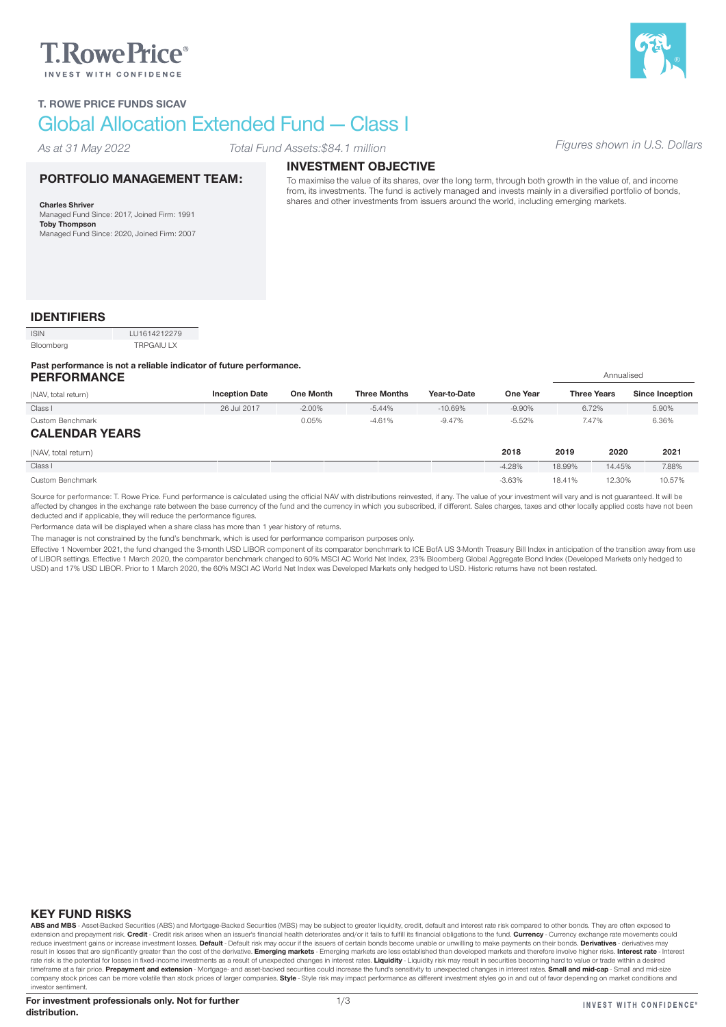T. ROWE PRICE FUNDS SICAV

# Global Allocation Extended Fund — Class I

*As at 31 May 2022* *Total Fund Assets:$84.1 million* *Figures shown in U.S. Dollars*

## PORTFOLIO MANAGEMENT TEAM:

**Charles Shriver**
Managed Fund Since: 2017, Joined Firm: 1991
**Toby Thompson**
Managed Fund Since: 2020, Joined Firm: 2007

## INVESTMENT OBJECTIVE

To maximise the value of its shares, over the long term, through both growth in the value of, and income from, its investments. The fund is actively managed and invests mainly in a diversified portfolio of bonds, shares and other investments from issuers around the world, including emerging markets.

## IDENTIFIERS

| ISIN | LU1614212279 |
|---|---|
| Bloomberg | TRPGAIU LX |

**Past performance is not a reliable indicator of future performance.**

## PERFORMANCE

| | | | | | | Annualised | |
|---|---|---|---|---|---|---|---|
| (NAV, total return) | Inception Date | One Month | Three Months | Year-to-Date | One Year | Three Years | Since Inception |
| Class I | 26 Jul 2017 | -2.00% | -5.44% | -10.69% | -9.90% | 6.72% | 5.90% |
| Custom Benchmark | | 0.05% | -4.61% | -9.47% | -5.52% | 7.47% | 6.36% |

## CALENDAR YEARS

| (NAV, total return) | 2018 | 2019 | 2020 | 2021 |
|---|---|---|---|---|
| Class I | -4.28% | 18.99% | 14.45% | 7.88% |
| Custom Benchmark | -3.63% | 18.41% | 12.30% | 10.57% |

Source for performance: T. Rowe Price. Fund performance is calculated using the official NAV with distributions reinvested, if any. The value of your investment will vary and is not guaranteed. It will be affected by changes in the exchange rate between the base currency of the fund and the currency in which you subscribed, if different. Sales charges, taxes and other locally applied costs have not been deducted and if applicable, they will reduce the performance figures.

Performance data will be displayed when a share class has more than 1 year history of returns.

The manager is not constrained by the fund's benchmark, which is used for performance comparison purposes only.

Effective 1 November 2021, the fund changed the 3-month USD LIBOR component of its comparator benchmark to ICE BofA US 3-Month Treasury Bill Index in anticipation of the transition away from use of LIBOR settings. Effective 1 March 2020, the comparator benchmark changed to 60% MSCI AC World Net Index, 23% Bloomberg Global Aggregate Bond Index (Developed Markets only hedged to USD) and 17% USD LIBOR. Prior to 1 March 2020, the 60% MSCI AC World Net Index was Developed Markets only hedged to USD. Historic returns have not been restated.

## KEY FUND RISKS

**ABS and MBS** - Asset-Backed Securities (ABS) and Mortgage-Backed Securities (MBS) may be subject to greater liquidity, credit, default and interest rate risk compared to other bonds. They are often exposed to extension and prepayment risk. **Credit** - Credit risk arises when an issuer's financial health deteriorates and/or it fails to fulfill its financial obligations to the fund. **Currency** - Currency exchange rate movements could reduce investment gains or increase investment losses. **Default** - Default risk may occur if the issuers of certain bonds become unable or unwilling to make payments on their bonds. **Derivatives** - derivatives may result in losses that are significantly greater than the cost of the derivative. **Emerging markets** - Emerging markets are less established than developed markets and therefore involve higher risks. **Interest rate** - Interest rate risk is the potential for losses in fixed-income investments as a result of unexpected changes in interest rates. **Liquidity** - Liquidity risk may result in securities becoming hard to value or trade within a desired timeframe at a fair price. **Prepayment and extension** - Mortgage- and asset-backed securities could increase the fund's sensitivity to unexpected changes in interest rates. **Small and mid-cap** - Small and mid-size company stock prices can be more volatile than stock prices of larger companies. **Style** - Style risk may impact performance as different investment styles go in and out of favor depending on market conditions and investor sentiment.

**For investment professionals only. Not for further distribution.**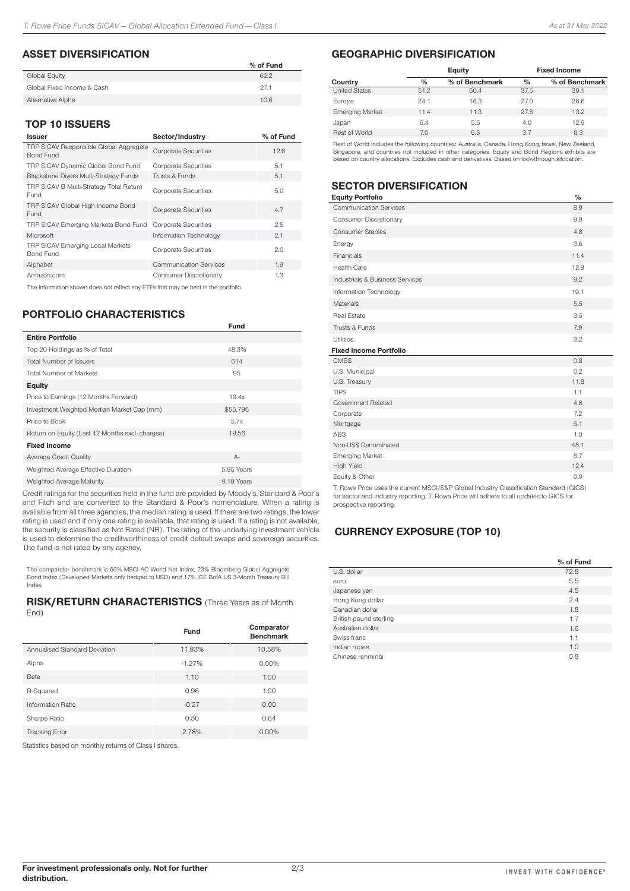## ASSET DIVERSIFICATION

| | % of Fund |
|---|---|
| Global Equity | 62.2 |
| Global Fixed Income & Cash | 27.1 |
| Alternative Alpha | 10.6 |

## TOP 10 ISSUERS

| Issuer | Sector/Industry | % of Fund |
|---|---|---|
| TRP SICAV Responsible Global Aggregate Bond Fund | Corporate Securities | 12.6 |
| TRP SICAV Dynamic Global Bond Fund | Corporate Securities | 5.1 |
| Blackstone Divers Multi-Strategy Funds | Trusts & Funds | 5.1 |
| TRP SICAV B Multi-Strategy Total Return Fund | Corporate Securities | 5.0 |
| TRP SICAV Global High Income Bond Fund | Corporate Securities | 4.7 |
| TRP SICAV Emerging Markets Bond Fund | Corporate Securities | 2.5 |
| Microsoft | Information Technology | 2.1 |
| TRP SICAV Emerging Local Markets Bond Fund | Corporate Securities | 2.0 |
| Alphabet | Communication Services | 1.9 |
| Amazon.com | Consumer Discretionary | 1.3 |

The information shown does not reflect any ETFs that may be held in the portfolio.

## PORTFOLIO CHARACTERISTICS

| | Fund |
|---|---|
| **Entire Portfolio** | |
| Top 20 Holdings as % of Total | 48.3% |
| Total Number of Issuers | 614 |
| Total Number of Markets | 95 |
| **Equity** | |
| Price to Earnings (12 Months Forward) | 19.4x |
| Investment Weighted Median Market Cap (mm) | $56,796 |
| Price to Book | 5.7x |
| Return on Equity (Last 12 Months excl. charges) | 19.56 |
| **Fixed Income** | |
| Average Credit Quality | A- |
| Weighted Average Effective Duration | 5.95 Years |
| Weighted Average Maturity | 9.19 Years |

Credit ratings for the securities held in the fund are provided by Moody's, Standard & Poor's and Fitch and are converted to the Standard & Poor's nomenclature. When a rating is available from all three agencies, the median rating is used. If there are two ratings, the lower rating is used and if only one rating is available, that rating is used. If a rating is not available, the security is classified as Not Rated (NR). The rating of the underlying investment vehicle is used to determine the creditworthiness of credit default swaps and sovereign securities. The fund is not rated by any agency.

The comparator benchmark is 60% MSCI AC World Net Index, 23% Bloomberg Global Aggregate Bond Index (Developed Markets only hedged to USD) and 17% ICE BofA US 3-Month Treasury Bill Index.

## RISK/RETURN CHARACTERISTICS (Three Years as of Month End)

| | Fund | Comparator Benchmark |
|---|---|---|
| Annualised Standard Deviation | 11.93% | 10.58% |
| Alpha | -1.27% | 0.00% |
| Beta | 1.10 | 1.00 |
| R-Squared | 0.96 | 1.00 |
| Information Ratio | -0.27 | 0.00 |
| Sharpe Ratio | 0.50 | 0.64 |
| Tracking Error | 2.78% | 0.00% |

Statistics based on monthly returns of Class I shares.

## GEOGRAPHIC DIVERSIFICATION

| | Equity | | Fixed Income | |
|---|---|---|---|---|
| Country | % | % of Benchmark | % | % of Benchmark |
| United States | 51.2 | 60.4 | 37.5 | 39.1 |
| Europe | 24.1 | 16.3 | 27.0 | 26.6 |
| Emerging Market | 11.4 | 11.3 | 27.8 | 13.2 |
| Japan | 6.4 | 5.5 | 4.0 | 12.9 |
| Rest of World | 7.0 | 6.5 | 3.7 | 8.3 |

Rest of World includes the following countries: Australia, Canada, Hong Kong, Israel, New Zealand, Singapore, and countries not included in other categories. Equity and Bond Regions exhibits are based on country allocations. Excludes cash and derivatives. Based on look-through allocation.

## SECTOR DIVERSIFICATION

| Equity Portfolio | % |
|---|---|
| Communication Services | 8.9 |
| Consumer Discretionary | 9.9 |
| Consumer Staples | 4.8 |
| Energy | 3.6 |
| Financials | 11.4 |
| Health Care | 12.9 |
| Industrials & Business Services | 9.2 |
| Information Technology | 19.1 |
| Materials | 5.5 |
| Real Estate | 3.5 |
| Trusts & Funds | 7.9 |
| Utilities | 3.2 |
| **Fixed Income Portfolio** | |
| CMBS | 0.8 |
| U.S. Municipal | 0.2 |
| U.S. Treasury | 11.8 |
| TIPS | 1.1 |
| Government Related | 4.6 |
| Corporate | 7.2 |
| Mortgage | 6.1 |
| ABS | 1.0 |
| Non-US$ Denominated | 45.1 |
| Emerging Market | 8.7 |
| High Yield | 12.4 |
| Equity & Other | 0.9 |

T. Rowe Price uses the current MSCI/S&P Global Industry Classification Standard (GICS) for sector and industry reporting. T. Rowe Price will adhere to all updates to GICS for prospective reporting.

## CURRENCY EXPOSURE (TOP 10)

| | % of Fund |
|---|---|
| U.S. dollar | 72.8 |
| euro | 5.5 |
| Japanese yen | 4.5 |
| Hong Kong dollar | 2.4 |
| Canadian dollar | 1.8 |
| British pound sterling | 1.7 |
| Australian dollar | 1.6 |
| Swiss franc | 1.1 |
| Indian rupee | 1.0 |
| Chinese renminbi | 0.8 |

**For investment professionals only. Not for further distribution.**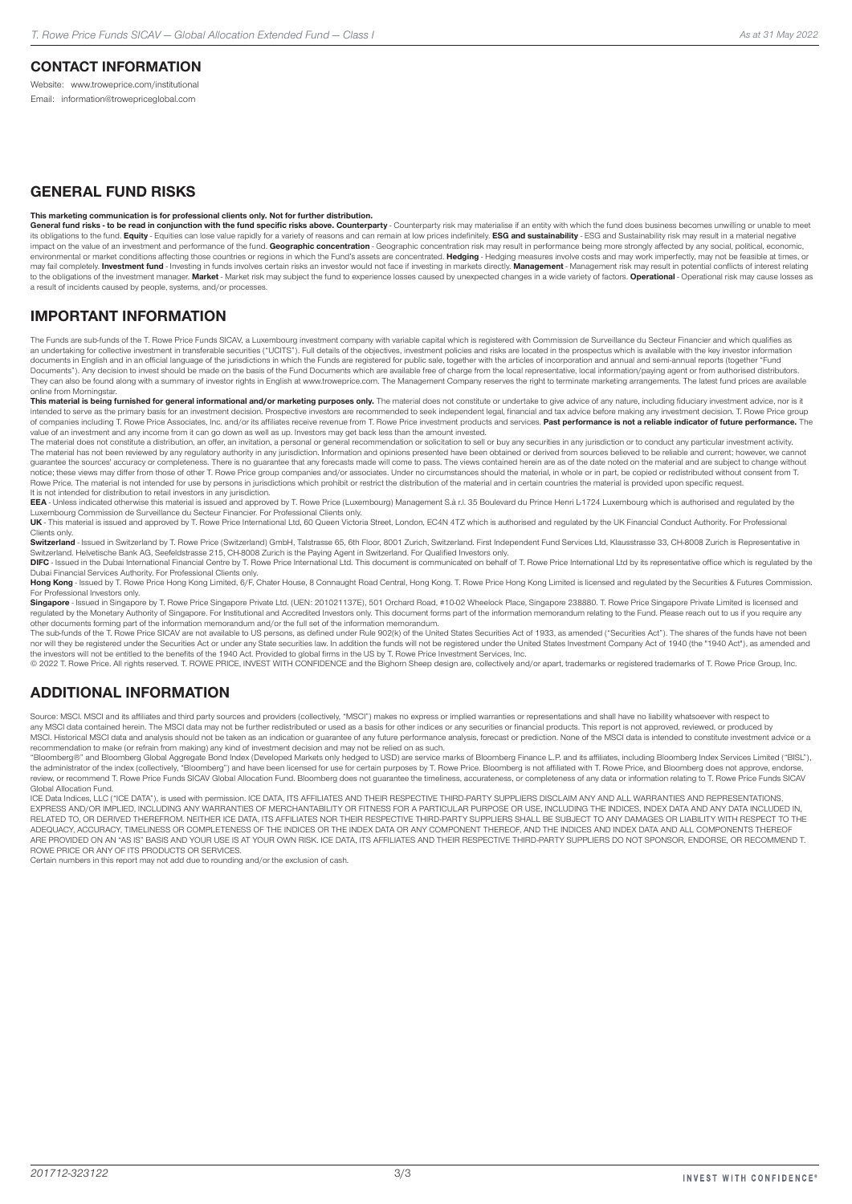## CONTACT INFORMATION

Website: www.troweprice.com/institutional

Email: information@tropriceglobal.com

## GENERAL FUND RISKS

**This marketing communication is for professional clients only. Not for further distribution.**

**General fund risks - to be read in conjunction with the fund specific risks above. Counterparty** - Counterparty risk may materialise if an entity with which the fund does business becomes unwilling or unable to meet its obligations to the fund. **Equity** - Equities can lose value rapidly for a variety of reasons and can remain at low prices indefinitely. **ESG and sustainability** - ESG and Sustainability risk may result in a material negative impact on the value of an investment and performance of the fund. **Geographic concentration** - Geographic concentration risk may result in performance being more strongly affected by any social, political, economic, environmental or market conditions affecting those countries or regions in which the Fund's assets are concentrated. **Hedging** - Hedging measures involve costs and may work imperfectly, may not be feasible at times, or may fail completely. **Investment fund** - Investing in funds involves certain risks an investor would not face if investing in markets directly. **Management** - Management risk may result in potential conflicts of interest relating to the obligations of the investment manager. **Market** - Market risk may subject the fund to experience losses caused by unexpected changes in a wide variety of factors. **Operational** - Operational risk may cause losses as a result of incidents caused by people, systems, and/or processes.

## IMPORTANT INFORMATION

The Funds are sub-funds of the T. Rowe Price Funds SICAV, a Luxembourg investment company with variable capital which is registered with Commission de Surveillance du Secteur Financier and which qualifies as an undertaking for collective investment in transferable securities ("UCITS"). Full details of the objectives, investment policies and risks are located in the prospectus which is available with the key investor information documents in English and in an official language of the jurisdictions in which the Funds are registered for public sale, together with the articles of incorporation and annual and semi-annual reports (together "Fund Documents"). Any decision to invest should be made on the basis of the Fund Documents which are available free of charge from the local representative, local information/paying agent or from authorised distributors. They can also be found along with a summary of investor rights in English at www.troweprice.com. The Management Company reserves the right to terminate marketing arrangements. The latest fund prices are available online from Morningstar.

**This material is being furnished for general informational and/or marketing purposes only.** The material does not constitute or undertake to give advice of any nature, including fiduciary investment advice, nor is it intended to serve as the primary basis for an investment decision. Prospective investors are recommended to seek independent legal, financial and tax advice before making any investment decision. T. Rowe Price group of companies including T. Rowe Price Associates, Inc. and/or its affiliates receive revenue from T. Rowe Price investment products and services. **Past performance is not a reliable indicator of future performance.** The value of an investment and any income from it can go down as well as up. Investors may get back less than the amount invested.

The material does not constitute a distribution, an offer, an invitation, a personal or general recommendation or solicitation to sell or buy any securities in any jurisdiction or to conduct any particular investment activity. The material has not been reviewed by any regulatory authority in any jurisdiction. Information and opinions presented have been obtained or derived from sources believed to be reliable and current; however, we cannot guarantee the sources' accuracy or completeness. There is no guarantee that any forecasts made will come to pass. The views contained herein are as of the date noted on the material and are subject to change without notice; these views may differ from those of other T. Rowe Price group companies and/or associates. Under no circumstances should the material, in whole or in part, be copied or redistributed without consent from T. Rowe Price. The material is not intended for use by persons in jurisdictions which prohibit or restrict the distribution of the material and in certain countries the material is provided upon specific request.

It is not intended for distribution to retail investors in any jurisdiction.

**EEA** - Unless indicated otherwise this material is issued and approved by T. Rowe Price (Luxembourg) Management S.à r.l. 35 Boulevard du Prince Henri L-1724 Luxembourg which is authorised and regulated by the Luxembourg Commission de Surveillance du Secteur Financier. For Professional Clients only.

**UK** - This material is issued and approved by T. Rowe Price International Ltd, 60 Queen Victoria Street, London, EC4N 4TZ which is authorised and regulated by the UK Financial Conduct Authority. For Professional Clients only.

**Switzerland** - Issued in Switzerland by T. Rowe Price (Switzerland) GmbH, Talstrasse 65, 6th Floor, 8001 Zurich, Switzerland. First Independent Fund Services Ltd, Klausstrasse 33, CH-8008 Zurich is Representative in Switzerland. Helvetische Bank AG, Seefeldstrasse 215, CH-8008 Zurich is the Paying Agent in Switzerland. For Qualified Investors only.

**DIFC** - Issued in the Dubai International Financial Centre by T. Rowe Price International Ltd. This document is communicated on behalf of T. Rowe Price International Ltd by its representative office which is regulated by the Dubai Financial Services Authority. For Professional Clients only.

**Hong Kong** - Issued by T. Rowe Price Hong Kong Limited, 6/F, Chater House, 8 Connaught Road Central, Hong Kong. T. Rowe Price Hong Kong Limited is licensed and regulated by the Securities & Futures Commission. For Professional Investors only.

**Singapore** - Issued in Singapore by T. Rowe Price Singapore Private Ltd. (UEN: 201021137E), 501 Orchard Road, #10-02 Wheelock Place, Singapore 238880. T. Rowe Price Singapore Private Limited is licensed and regulated by the Monetary Authority of Singapore. For Institutional and Accredited Investors only. This document forms part of the information memorandum relating to the Fund. Please reach out to us if you require any other documents forming part of the information memorandum and/or the full set of the information memorandum.

The sub-funds of the T. Rowe Price SICAV are not available to US persons, as defined under Rule 902(k) of the United States Securities Act of 1933, as amended ("Securities Act"). The shares of the funds have not been nor will they be registered under the Securities Act or under any State securities law. In addition the funds will not be registered under the United States Investment Company Act of 1940 (the "1940 Act"), as amended and the investors will not be entitled to the benefits of the 1940 Act. Provided to global firms in the US by T. Rowe Price Investment Services, Inc.

© 2022 T. Rowe Price. All rights reserved. T. ROWE PRICE, INVEST WITH CONFIDENCE and the Bighorn Sheep design are, collectively and/or apart, trademarks or registered trademarks of T. Rowe Price Group, Inc.

## ADDITIONAL INFORMATION

Source: MSCI. MSCI and its affiliates and third party sources and providers (collectively, "MSCI") makes no express or implied warranties or representations and shall have no liability whatsoever with respect to any MSCI data contained herein. The MSCI data may not be further redistributed or used as a basis for other indices or any securities or financial products. This report is not approved, reviewed, or produced by MSCI. Historical MSCI data and analysis should not be taken as an indication or guarantee of any future performance analysis, forecast or prediction. None of the MSCI data is intended to constitute investment advice or a recommendation to make (or refrain from making) any kind of investment decision and may not be relied on as such.

"Bloomberg®" and Bloomberg Global Aggregate Bond Index (Developed Markets only hedged to USD) are service marks of Bloomberg Finance L.P. and its affiliates, including Bloomberg Index Services Limited ("BISL"), the administrator of the index (collectively, "Bloomberg") and have been licensed for use for certain purposes by T. Rowe Price. Bloomberg is not affiliated with T. Rowe Price, and Bloomberg does not approve, endorse, review, or recommend T. Rowe Price Funds SICAV Global Allocation Fund. Bloomberg does not guarantee the timeliness, accurateness, or completeness of any data or information relating to T. Rowe Price Funds SICAV Global Allocation Fund.

ICE Data Indices, LLC ("ICE DATA"), is used with permission. ICE DATA, ITS AFFILIATES AND THEIR RESPECTIVE THIRD-PARTY SUPPLIERS DISCLAIM ANY AND ALL WARRANTIES AND REPRESENTATIONS, EXPRESS AND/OR IMPLIED, INCLUDING ANY WARRANTIES OF MERCHANTABILITY OR FITNESS FOR A PARTICULAR PURPOSE OR USE, INCLUDING THE INDICES, INDEX DATA AND ANY DATA INCLUDED IN, RELATED TO, OR DERIVED THEREFROM. NEITHER ICE DATA, ITS AFFILIATES NOR THEIR RESPECTIVE THIRD-PARTY SUPPLIERS SHALL BE SUBJECT TO ANY DAMAGES OR LIABILITY WITH RESPECT TO THE ADEQUACY, ACCURACY, TIMELINESS OR COMPLETENESS OF THE INDICES OR THE INDEX DATA OR ANY COMPONENT THEREOF, AND THE INDICES AND INDEX DATA AND ALL COMPONENTS THEREOF ARE PROVIDED ON AN "AS IS" BASIS AND YOUR USE IS AT YOUR OWN RISK. ICE DATA, ITS AFFILIATES AND THEIR RESPECTIVE THIRD-PARTY SUPPLIERS DO NOT SPONSOR, ENDORSE, OR RECOMMEND T. ROWE PRICE OR ANY OF ITS PRODUCTS OR SERVICES.

Certain numbers in this report may not add due to rounding and/or the exclusion of cash.